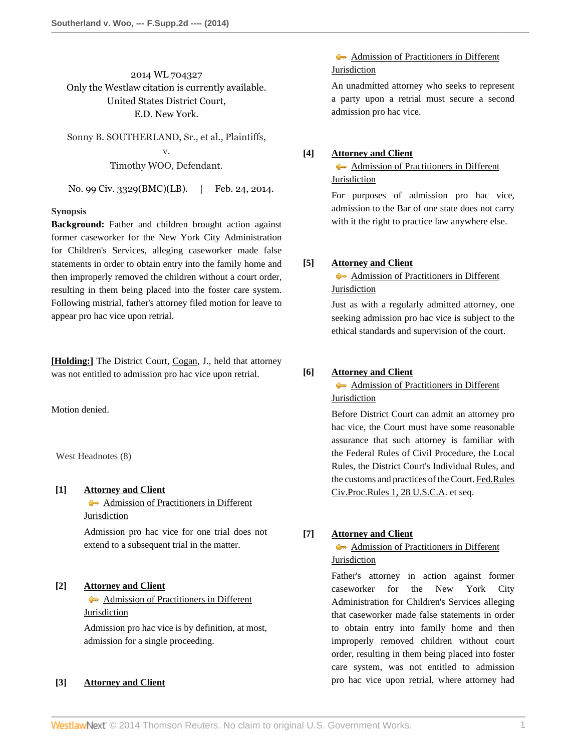2014 WL 704327
Only the Westlaw citation is currently available.
United States District Court,
E.D. New York.

Sonny B. SOUTHERLAND, Sr., et al., Plaintiffs,
v.
Timothy WOO, Defendant.

No. 99 Civ. 3329(BMC)(LB). | Feb. 24, 2014.

**Synopsis**

**Background:** Father and children brought action against former caseworker for the New York City Administration for Children's Services, alleging caseworker made false statements in order to obtain entry into the family home and then improperly removed the children without a court order, resulting in them being placed into the foster care system. Following mistrial, father's attorney filed motion for leave to appear pro hac vice upon retrial.

**[Holding:]** The District Court, Cogan, J., held that attorney was not entitled to admission pro hac vice upon retrial.

Motion denied.

West Headnotes (8)

**[1]** **Attorney and Client**
Admission of Practitioners in Different Jurisdiction

Admission pro hac vice for one trial does not extend to a subsequent trial in the matter.

**[2]** **Attorney and Client**
Admission of Practitioners in Different Jurisdiction

Admission pro hac vice is by definition, at most, admission for a single proceeding.

**[3]** **Attorney and Client**
Admission of Practitioners in Different Jurisdiction

An unadmitted attorney who seeks to represent a party upon a retrial must secure a second admission pro hac vice.

**[4]** **Attorney and Client**
Admission of Practitioners in Different Jurisdiction

For purposes of admission pro hac vice, admission to the Bar of one state does not carry with it the right to practice law anywhere else.

**[5]** **Attorney and Client**
Admission of Practitioners in Different Jurisdiction

Just as with a regularly admitted attorney, one seeking admission pro hac vice is subject to the ethical standards and supervision of the court.

**[6]** **Attorney and Client**
Admission of Practitioners in Different Jurisdiction

Before District Court can admit an attorney pro hac vice, the Court must have some reasonable assurance that such attorney is familiar with the Federal Rules of Civil Procedure, the Local Rules, the District Court's Individual Rules, and the customs and practices of the Court. Fed.Rules Civ.Proc.Rules 1, 28 U.S.C.A. et seq.

**[7]** **Attorney and Client**
Admission of Practitioners in Different Jurisdiction

Father's attorney in action against former caseworker for the New York City Administration for Children's Services alleging that caseworker made false statements in order to obtain entry into family home and then improperly removed children without court order, resulting in them being placed into foster care system, was not entitled to admission pro hac vice upon retrial, where attorney had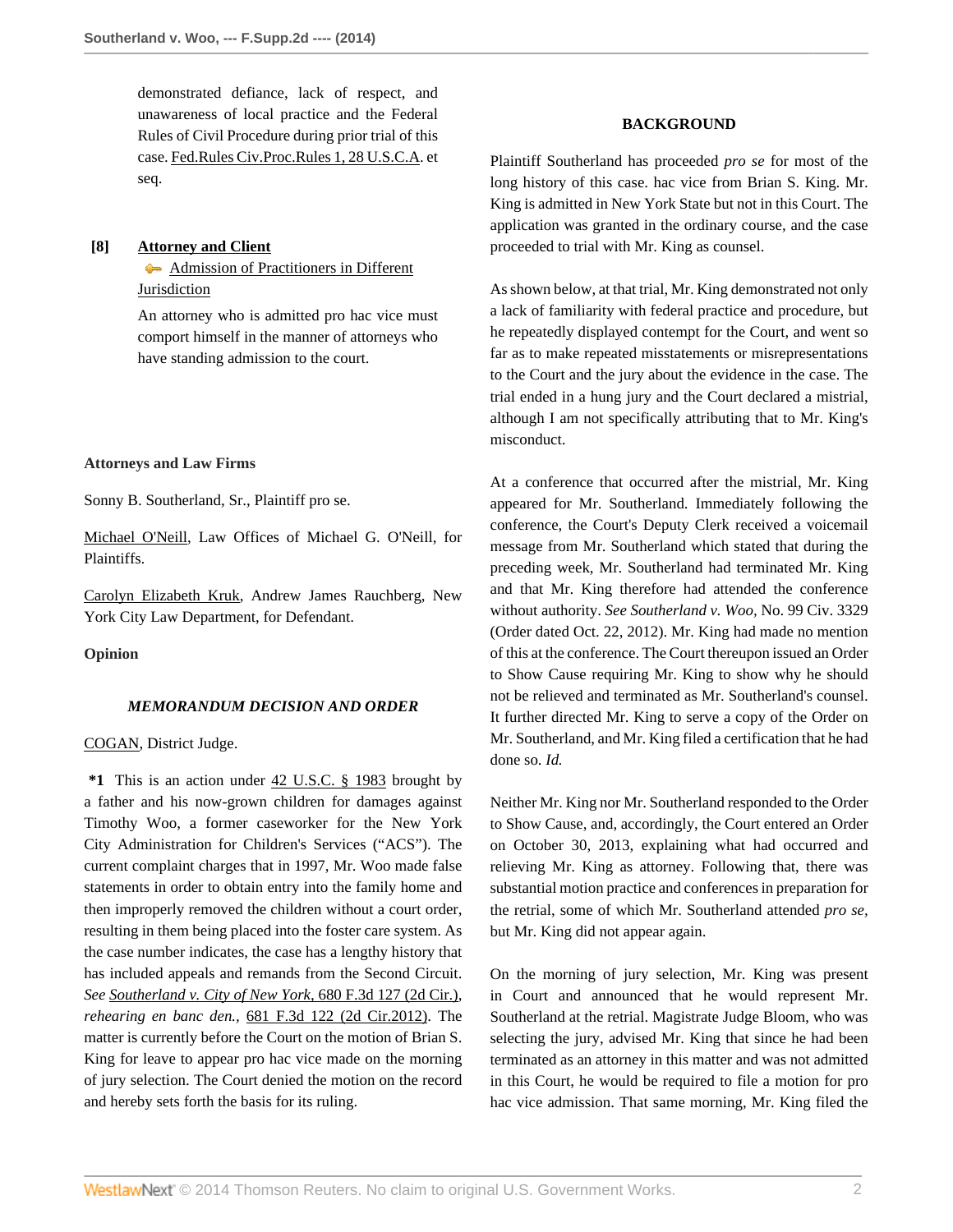demonstrated defiance, lack of respect, and unawareness of local practice and the Federal Rules of Civil Procedure during prior trial of this case. Fed.Rules Civ.Proc.Rules 1, 28 U.S.C.A. et seq.

**[8]** **Attorney and Client**
Admission of Practitioners in Different Jurisdiction

An attorney who is admitted pro hac vice must comport himself in the manner of attorneys who have standing admission to the court.

**Attorneys and Law Firms**

Sonny B. Southerland, Sr., Plaintiff pro se.

Michael O'Neill, Law Offices of Michael G. O'Neill, for Plaintiffs.

Carolyn Elizabeth Kruk, Andrew James Rauchberg, New York City Law Department, for Defendant.

**Opinion**

***MEMORANDUM DECISION AND ORDER***

COGAN, District Judge.

**\*1** This is an action under 42 U.S.C. § 1983 brought by a father and his now-grown children for damages against Timothy Woo, a former caseworker for the New York City Administration for Children's Services ("ACS"). The current complaint charges that in 1997, Mr. Woo made false statements in order to obtain entry into the family home and then improperly removed the children without a court order, resulting in them being placed into the foster care system. As the case number indicates, the case has a lengthy history that has included appeals and remands from the Second Circuit. *See Southerland v. City of New York*, 680 F.3d 127 (2d Cir.), *rehearing en banc den.*, 681 F.3d 122 (2d Cir.2012). The matter is currently before the Court on the motion of Brian S. King for leave to appear pro hac vice made on the morning of jury selection. The Court denied the motion on the record and hereby sets forth the basis for its ruling.

**BACKGROUND**

Plaintiff Southerland has proceeded *pro se* for most of the long history of this case. hac vice from Brian S. King. Mr. King is admitted in New York State but not in this Court. The application was granted in the ordinary course, and the case proceeded to trial with Mr. King as counsel.

As shown below, at that trial, Mr. King demonstrated not only a lack of familiarity with federal practice and procedure, but he repeatedly displayed contempt for the Court, and went so far as to make repeated misstatements or misrepresentations to the Court and the jury about the evidence in the case. The trial ended in a hung jury and the Court declared a mistrial, although I am not specifically attributing that to Mr. King's misconduct.

At a conference that occurred after the mistrial, Mr. King appeared for Mr. Southerland. Immediately following the conference, the Court's Deputy Clerk received a voicemail message from Mr. Southerland which stated that during the preceding week, Mr. Southerland had terminated Mr. King and that Mr. King therefore had attended the conference without authority. *See Southerland v. Woo*, No. 99 Civ. 3329 (Order dated Oct. 22, 2012). Mr. King had made no mention of this at the conference. The Court thereupon issued an Order to Show Cause requiring Mr. King to show why he should not be relieved and terminated as Mr. Southerland's counsel. It further directed Mr. King to serve a copy of the Order on Mr. Southerland, and Mr. King filed a certification that he had done so. *Id.*

Neither Mr. King nor Mr. Southerland responded to the Order to Show Cause, and, accordingly, the Court entered an Order on October 30, 2013, explaining what had occurred and relieving Mr. King as attorney. Following that, there was substantial motion practice and conferences in preparation for the retrial, some of which Mr. Southerland attended *pro se*, but Mr. King did not appear again.

On the morning of jury selection, Mr. King was present in Court and announced that he would represent Mr. Southerland at the retrial. Magistrate Judge Bloom, who was selecting the jury, advised Mr. King that since he had been terminated as an attorney in this matter and was not admitted in this Court, he would be required to file a motion for pro hac vice admission. That same morning, Mr. King filed the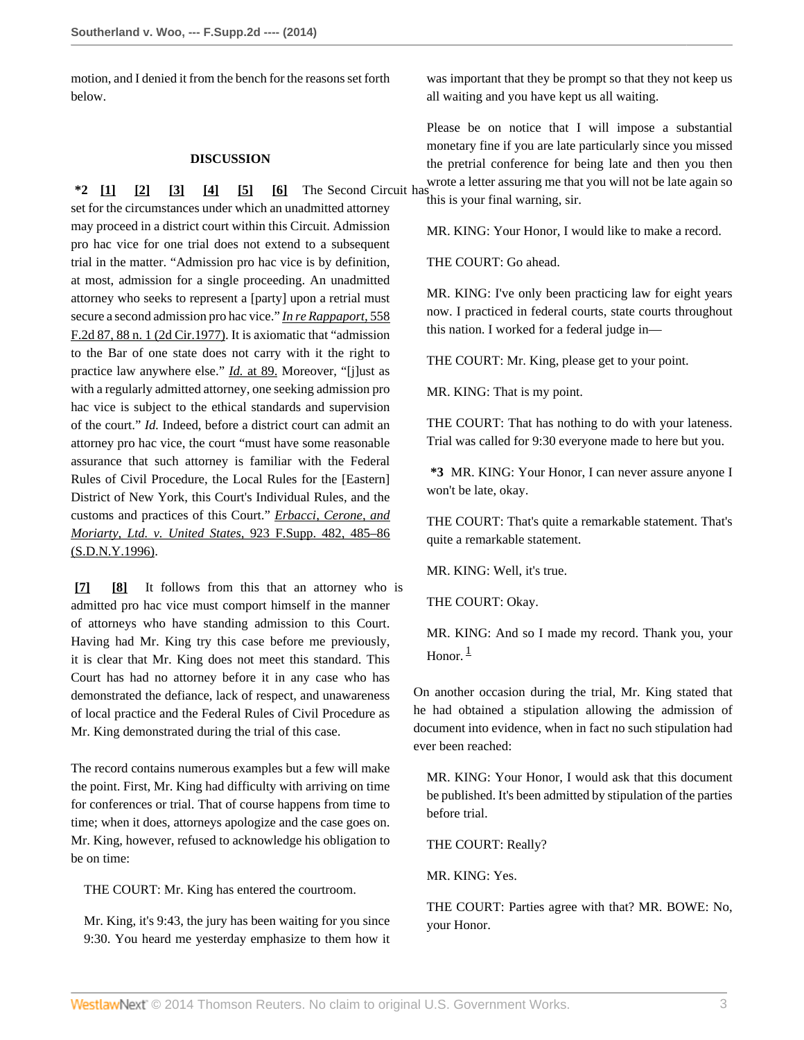motion, and I denied it from the bench for the reasons set forth below.

## DISCUSSION

**\*2** **[1]** **[2]** **[3]** **[4]** **[5]** **[6]** The Second Circuit has set for the circumstances under which an unadmitted attorney may proceed in a district court within this Circuit. Admission pro hac vice for one trial does not extend to a subsequent trial in the matter. "Admission pro hac vice is by definition, at most, admission for a single proceeding. An unadmitted attorney who seeks to represent a [party] upon a retrial must secure a second admission pro hac vice." *In re Rappaport,* 558 F.2d 87, 88 n. 1 (2d Cir.1977). It is axiomatic that "admission to the Bar of one state does not carry with it the right to practice law anywhere else." *Id.* at 89. Moreover, "[j]ust as with a regularly admitted attorney, one seeking admission pro hac vice is subject to the ethical standards and supervision of the court." *Id.* Indeed, before a district court can admit an attorney pro hac vice, the court "must have some reasonable assurance that such attorney is familiar with the Federal Rules of Civil Procedure, the Local Rules for the [Eastern] District of New York, this Court's Individual Rules, and the customs and practices of this Court." *Erbacci, Cerone, and Moriarty, Ltd. v. United States,* 923 F.Supp. 482, 485–86 (S.D.N.Y.1996).

**[7]** **[8]** It follows from this that an attorney who is admitted pro hac vice must comport himself in the manner of attorneys who have standing admission to this Court. Having had Mr. King try this case before me previously, it is clear that Mr. King does not meet this standard. This Court has had no attorney before it in any case who has demonstrated the defiance, lack of respect, and unawareness of local practice and the Federal Rules of Civil Procedure as Mr. King demonstrated during the trial of this case.

The record contains numerous examples but a few will make the point. First, Mr. King had difficulty with arriving on time for conferences or trial. That of course happens from time to time; when it does, attorneys apologize and the case goes on. Mr. King, however, refused to acknowledge his obligation to be on time:

> THE COURT: Mr. King has entered the courtroom.
>
> Mr. King, it's 9:43, the jury has been waiting for you since 9:30. You heard me yesterday emphasize to them how it was important that they be prompt so that they not keep us all waiting and you have kept us all waiting.
>
> Please be on notice that I will impose a substantial monetary fine if you are late particularly since you missed the pretrial conference for being late and then you then wrote a letter assuring me that you will not be late again so this is your final warning, sir.
>
> MR. KING: Your Honor, I would like to make a record.
>
> THE COURT: Go ahead.
>
> MR. KING: I've only been practicing law for eight years now. I practiced in federal courts, state courts throughout this nation. I worked for a federal judge in—
>
> THE COURT: Mr. King, please get to your point.
>
> MR. KING: That is my point.
>
> THE COURT: That has nothing to do with your lateness. Trial was called for 9:30 everyone made to here but you.
>
> **\*3** MR. KING: Your Honor, I can never assure anyone I won't be late, okay.
>
> THE COURT: That's quite a remarkable statement. That's quite a remarkable statement.
>
> MR. KING: Well, it's true.
>
> THE COURT: Okay.
>
> MR. KING: And so I made my record. Thank you, your Honor. [1]

On another occasion during the trial, Mr. King stated that he had obtained a stipulation allowing the admission of document into evidence, when in fact no such stipulation had ever been reached:

> MR. KING: Your Honor, I would ask that this document be published. It's been admitted by stipulation of the parties before trial.
>
> THE COURT: Really?
>
> MR. KING: Yes.
>
> THE COURT: Parties agree with that? MR. BOWE: No, your Honor.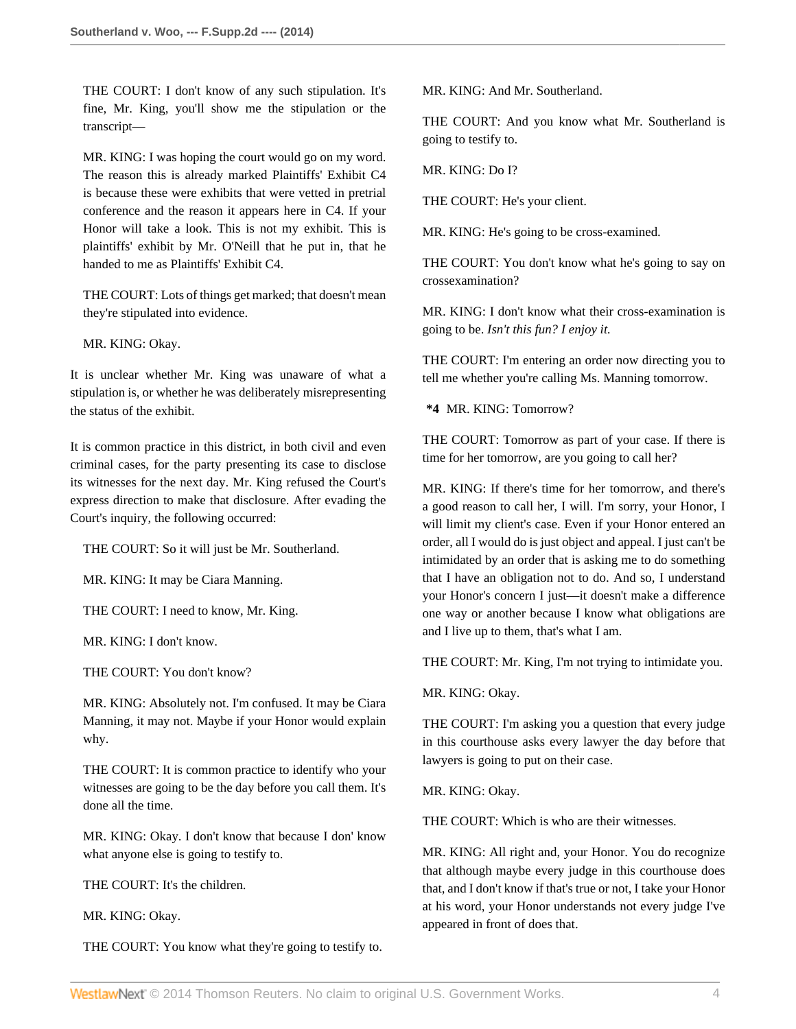THE COURT: I don't know of any such stipulation. It's fine, Mr. King, you'll show me the stipulation or the transcript—

MR. KING: I was hoping the court would go on my word. The reason this is already marked Plaintiffs' Exhibit C4 is because these were exhibits that were vetted in pretrial conference and the reason it appears here in C4. If your Honor will take a look. This is not my exhibit. This is plaintiffs' exhibit by Mr. O'Neill that he put in, that he handed to me as Plaintiffs' Exhibit C4.

THE COURT: Lots of things get marked; that doesn't mean they're stipulated into evidence.

MR. KING: Okay.

It is unclear whether Mr. King was unaware of what a stipulation is, or whether he was deliberately misrepresenting the status of the exhibit.

It is common practice in this district, in both civil and even criminal cases, for the party presenting its case to disclose its witnesses for the next day. Mr. King refused the Court's express direction to make that disclosure. After evading the Court's inquiry, the following occurred:

THE COURT: So it will just be Mr. Southerland.

MR. KING: It may be Ciara Manning.

THE COURT: I need to know, Mr. King.

MR. KING: I don't know.

THE COURT: You don't know?

MR. KING: Absolutely not. I'm confused. It may be Ciara Manning, it may not. Maybe if your Honor would explain why.

THE COURT: It is common practice to identify who your witnesses are going to be the day before you call them. It's done all the time.

MR. KING: Okay. I don't know that because I don' know what anyone else is going to testify to.

THE COURT: It's the children.

MR. KING: Okay.

THE COURT: You know what they're going to testify to.

MR. KING: And Mr. Southerland.

THE COURT: And you know what Mr. Southerland is going to testify to.

MR. KING: Do I?

THE COURT: He's your client.

MR. KING: He's going to be cross-examined.

THE COURT: You don't know what he's going to say on crossexamination?

MR. KING: I don't know what their cross-examination is going to be. *Isn't this fun? I enjoy it.*

THE COURT: I'm entering an order now directing you to tell me whether you're calling Ms. Manning tomorrow.

**\*4** MR. KING: Tomorrow?

THE COURT: Tomorrow as part of your case. If there is time for her tomorrow, are you going to call her?

MR. KING: If there's time for her tomorrow, and there's a good reason to call her, I will. I'm sorry, your Honor, I will limit my client's case. Even if your Honor entered an order, all I would do is just object and appeal. I just can't be intimidated by an order that is asking me to do something that I have an obligation not to do. And so, I understand your Honor's concern I just—it doesn't make a difference one way or another because I know what obligations are and I live up to them, that's what I am.

THE COURT: Mr. King, I'm not trying to intimidate you.

MR. KING: Okay.

THE COURT: I'm asking you a question that every judge in this courthouse asks every lawyer the day before that lawyers is going to put on their case.

MR. KING: Okay.

THE COURT: Which is who are their witnesses.

MR. KING: All right and, your Honor. You do recognize that although maybe every judge in this courthouse does that, and I don't know if that's true or not, I take your Honor at his word, your Honor understands not every judge I've appeared in front of does that.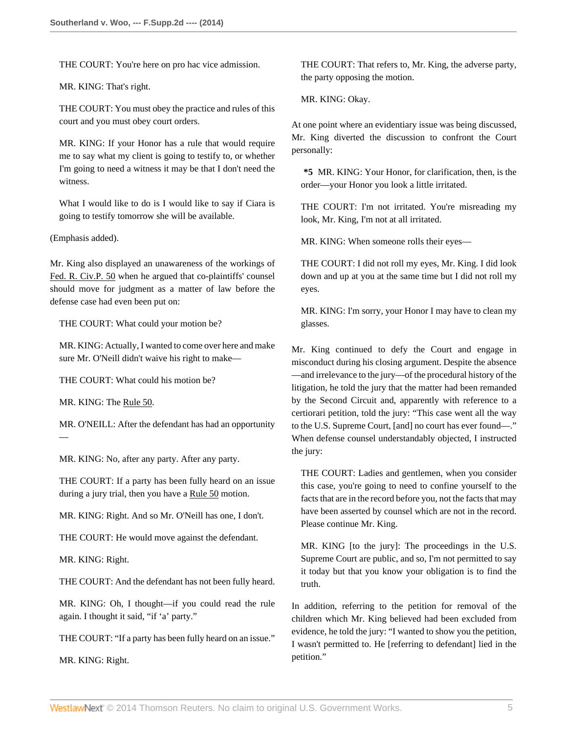THE COURT: You're here on pro hac vice admission.

MR. KING: That's right.

THE COURT: You must obey the practice and rules of this court and you must obey court orders.

MR. KING: *If your Honor has a rule that would require me to say what my client is going to testify to, or whether I'm going to need a witness it may be that I don't need the witness.*

What I would like to do is I would like to say if Ciara is going to testify tomorrow she will be available.

(Emphasis added).

Mr. King also displayed an unawareness of the workings of Fed. R. Civ.P. 50 when he argued that co-plaintiffs' counsel should move for judgment as a matter of law before the defense case had even been put on:

THE COURT: What could your motion be?

MR. KING: Actually, I wanted to come over here and make sure Mr. O'Neill didn't waive his right to make—

THE COURT: What could his motion be?

MR. KING: The Rule 50.

MR. O'NEILL: After the defendant has had an opportunity—

MR. KING: No, after any party. After any party.

THE COURT: If a party has been fully heard on an issue during a jury trial, then you have a Rule 50 motion.

MR. KING: Right. And so Mr. O'Neill has one, I don't.

THE COURT: He would move against the defendant.

MR. KING: Right.

THE COURT: And the defendant has not been fully heard.

MR. KING: Oh, I thought—if you could read the rule again. I thought it said, "if 'a' party."

THE COURT: "If a party has been fully heard on an issue."

MR. KING: Right.

THE COURT: That refers to, Mr. King, the adverse party, the party opposing the motion.

MR. KING: Okay.

At one point where an evidentiary issue was being discussed, Mr. King diverted the discussion to confront the Court personally:

**\*5** MR. KING: Your Honor, for clarification, then, is the order—your Honor you look a little irritated.

THE COURT: I'm not irritated. You're misreading my look, Mr. King, I'm not at all irritated.

MR. KING: When someone rolls their eyes—

THE COURT: I did not roll my eyes, Mr. King. I did look down and up at you at the same time but I did not roll my eyes.

MR. KING: I'm sorry, your Honor I may have to clean my glasses.

Mr. King continued to defy the Court and engage in misconduct during his closing argument. Despite the absence—and irrelevance to the jury—of the procedural history of the litigation, he told the jury that the matter had been remanded by the Second Circuit and, apparently with reference to a certiorari petition, told the jury: "This case went all the way to the U.S. Supreme Court, [and] no court has ever found—." When defense counsel understandably objected, I instructed the jury:

THE COURT: Ladies and gentlemen, when you consider this case, you're going to need to confine yourself to the facts that are in the record before you, not the facts that may have been asserted by counsel which are not in the record. Please continue Mr. King.

MR. KING [to the jury]: The proceedings in the U.S. Supreme Court are public, and so, I'm not permitted to say it today but that you know your obligation is to find the truth.

In addition, referring to the petition for removal of the children which Mr. King believed had been excluded from evidence, he told the jury: "I wanted to show you the petition, I wasn't permitted to. He [referring to defendant] lied in the petition."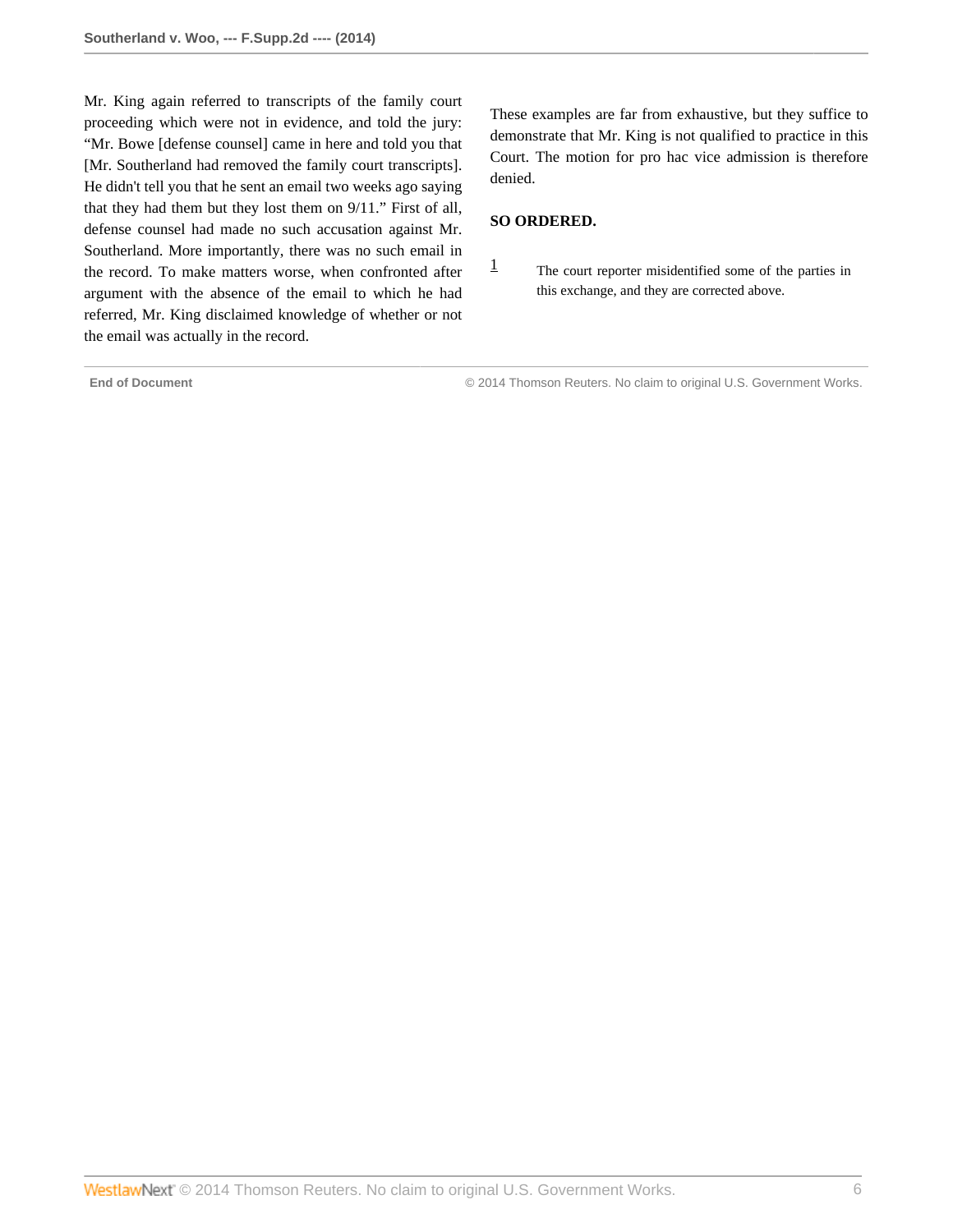Mr. King again referred to transcripts of the family court proceeding which were not in evidence, and told the jury: "Mr. Bowe [defense counsel] came in here and told you that [Mr. Southerland had removed the family court transcripts]. He didn't tell you that he sent an email two weeks ago saying that they had them but they lost them on 9/11." First of all, defense counsel had made no such accusation against Mr. Southerland. More importantly, there was no such email in the record. To make matters worse, when confronted after argument with the absence of the email to which he had referred, Mr. King disclaimed knowledge of whether or not the email was actually in the record.

These examples are far from exhaustive, but they suffice to demonstrate that Mr. King is not qualified to practice in this Court. The motion for pro hac vice admission is therefore denied.

**SO ORDERED.**

1 The court reporter misidentified some of the parties in this exchange, and they are corrected above.

**End of Document** © 2014 Thomson Reuters. No claim to original U.S. Government Works.